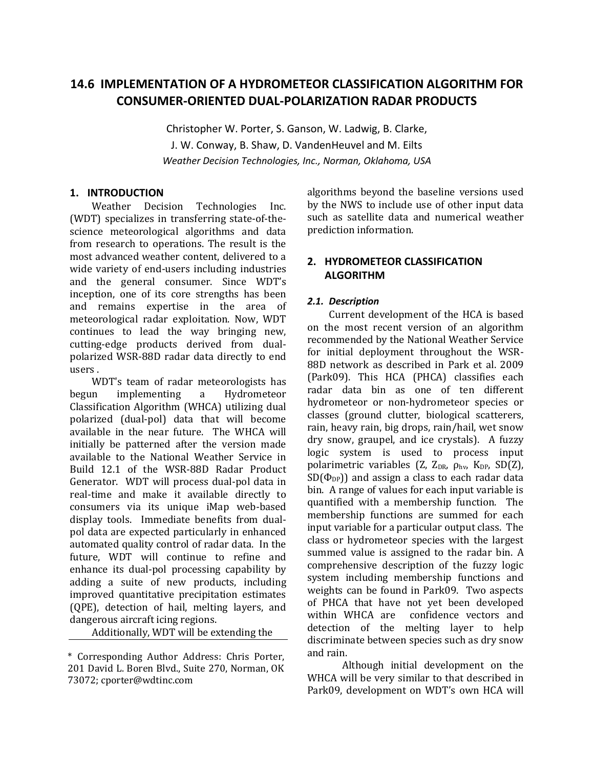# 14.6 IMPLEMENTATION OF A HYDROMETEOR CLASSIFICATION ALGORITHM FOR CONSUMER-ORIENTED DUAL-POLARIZATION RADAR PRODUCTS

Christopher W. Porter, S. Ganson, W. Ladwig, B. Clarke, J. W. Conway, B. Shaw, D. VandenHeuvel and M. Eilts

*Weather Decision Technologies, Inc., Norman, Oklahoma, USA*

## 1. INTRODUCTION

Weather Decision Technologies Inc. (WDT) specializes in transferring state-of-the-science meteorological algorithms and data from research to operations. The result is the most advanced weather content, delivered to a wide variety of end-users including industries and the general consumer. Since WDT's inception, one of its core strengths has been and remains expertise in the area of meteorological radar exploitation. Now, WDT continues to lead the way bringing new, cutting-edge products derived from dual-polarized WSR-88D radar data directly to end users .

WDT's team of radar meteorologists has begun implementing a Hydrometeor Classification Algorithm (WHCA) utilizing dual polarized (dual-pol) data that will become available in the near future. The WHCA will initially be patterned after the version made available to the National Weather Service in Build 12.1 of the WSR-88D Radar Product Generator. WDT will process dual-pol data in real-time and make it available directly to consumers via its unique iMap web-based display tools. Immediate benefits from dual-pol data are expected particularly in enhanced automated quality control of radar data. In the future, WDT will continue to refine and enhance its dual-pol processing capability by adding a suite of new products, including improved quantitative precipitation estimates (QPE), detection of hail, melting layers, and dangerous aircraft icing regions.

Additionally, WDT will be extending the algorithms beyond the baseline versions used by the NWS to include use of other input data such as satellite data and numerical weather prediction information.

## 2. HYDROMETEOR CLASSIFICATION ALGORITHM

### *2.1. Description*

Current development of the HCA is based on the most recent version of an algorithm recommended by the National Weather Service for initial deployment throughout the WSR-88D network as described in Park et al. 2009 (Park09). This HCA (PHCA) classifies each radar data bin as one of ten different hydrometeor or non-hydrometeor species or classes (ground clutter, biological scatterers, rain, heavy rain, big drops, rain/hail, wet snow dry snow, graupel, and ice crystals). A fuzzy logic system is used to process input polarimetric variables ($Z$, $Z_{DR}$, $\rho_{hv}$, $K_{DP}$, $SD(Z)$, $SD(\Phi_{DP})$) and assign a class to each radar data bin. A range of values for each input variable is quantified with a membership function. The membership functions are summed for each input variable for a particular output class. The class or hydrometeor species with the largest summed value is assigned to the radar bin. A comprehensive description of the fuzzy logic system including membership functions and weights can be found in Park09. Two aspects of PHCA that have not yet been developed within WHCA are confidence vectors and detection of the melting layer to help discriminate between species such as dry snow and rain.

Although initial development on the WHCA will be very similar to that described in Park09, development on WDT's own HCA will

---

\* Corresponding Author Address: Chris Porter, 201 David L. Boren Blvd., Suite 270, Norman, OK 73072; cporter@wdtinc.com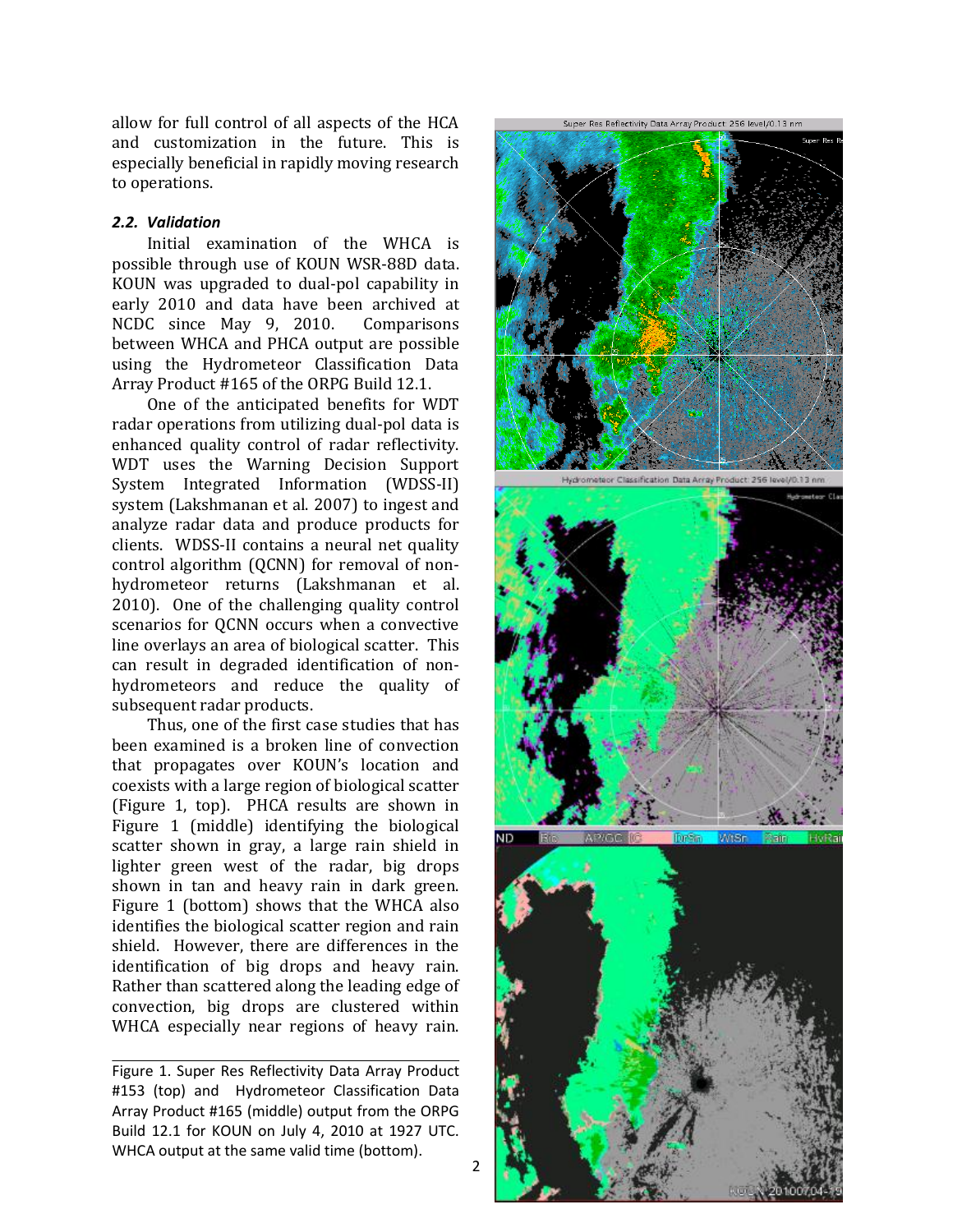allow for full control of all aspects of the HCA and customization in the future. This is especially beneficial in rapidly moving research to operations.

### *2.2. Validation*

Initial examination of the WHCA is possible through use of KOUN WSR-88D data. KOUN was upgraded to dual-pol capability in early 2010 and data have been archived at NCDC since May 9, 2010. Comparisons between WHCA and PHCA output are possible using the Hydrometeor Classification Data Array Product #165 of the ORPG Build 12.1.

One of the anticipated benefits for WDT radar operations from utilizing dual-pol data is enhanced quality control of radar reflectivity. WDT uses the Warning Decision Support System Integrated Information (WDSS-II) system (Lakshmanan et al. 2007) to ingest and analyze radar data and produce products for clients. WDSS-II contains a neural net quality control algorithm (QCNN) for removal of non-hydrometeor returns (Lakshmanan et al. 2010). One of the challenging quality control scenarios for QCNN occurs when a convective line overlays an area of biological scatter. This can result in degraded identification of non-hydrometeors and reduce the quality of subsequent radar products.

Thus, one of the first case studies that has been examined is a broken line of convection that propagates over KOUN's location and coexists with a large region of biological scatter (Figure 1, top). PHCA results are shown in Figure 1 (middle) identifying the biological scatter shown in gray, a large rain shield in lighter green west of the radar, big drops shown in tan and heavy rain in dark green. Figure 1 (bottom) shows that the WHCA also identifies the biological scatter region and rain shield. However, there are differences in the identification of big drops and heavy rain. Rather than scattered along the leading edge of convection, big drops are clustered within WHCA especially near regions of heavy rain.

Figure 1. Super Res Reflectivity Data Array Product #153 (top) and Hydrometeor Classification Data Array Product #165 (middle) output from the ORPG Build 12.1 for KOUN on July 4, 2010 at 1927 UTC. WHCA output at the same valid time (bottom).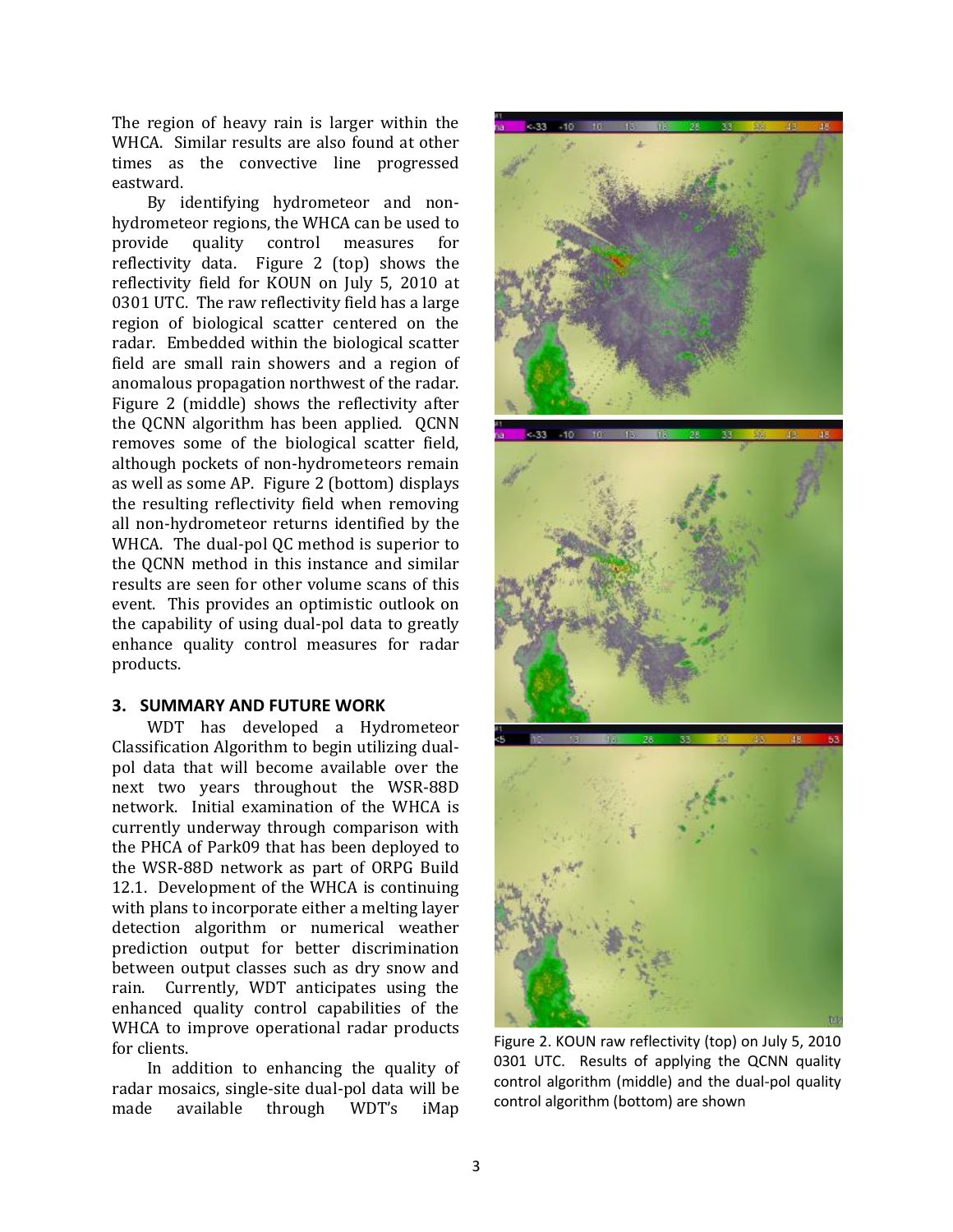The region of heavy rain is larger within the WHCA. Similar results are also found at other times as the convective line progressed eastward.

By identifying hydrometeor and non-hydrometeor regions, the WHCA can be used to provide quality control measures for reflectivity data. Figure 2 (top) shows the reflectivity field for KOUN on July 5, 2010 at 0301 UTC. The raw reflectivity field has a large region of biological scatter centered on the radar. Embedded within the biological scatter field are small rain showers and a region of anomalous propagation northwest of the radar. Figure 2 (middle) shows the reflectivity after the QCNN algorithm has been applied. QCNN removes some of the biological scatter field, although pockets of non-hydrometeors remain as well as some AP. Figure 2 (bottom) displays the resulting reflectivity field when removing all non-hydrometeor returns identified by the WHCA. The dual-pol QC method is superior to the QCNN method in this instance and similar results are seen for other volume scans of this event. This provides an optimistic outlook on the capability of using dual-pol data to greatly enhance quality control measures for radar products.

## 3. SUMMARY AND FUTURE WORK

WDT has developed a Hydrometeor Classification Algorithm to begin utilizing dual-pol data that will become available over the next two years throughout the WSR-88D network. Initial examination of the WHCA is currently underway through comparison with the PHCA of Park09 that has been deployed to the WSR-88D network as part of ORPG Build 12.1. Development of the WHCA is continuing with plans to incorporate either a melting layer detection algorithm or numerical weather prediction output for better discrimination between output classes such as dry snow and rain. Currently, WDT anticipates using the enhanced quality control capabilities of the WHCA to improve operational radar products for clients.

In addition to enhancing the quality of radar mosaics, single-site dual-pol data will be made available through WDT's iMap

Figure 2. KOUN raw reflectivity (top) on July 5, 2010 0301 UTC. Results of applying the QCNN quality control algorithm (middle) and the dual-pol quality control algorithm (bottom) are shown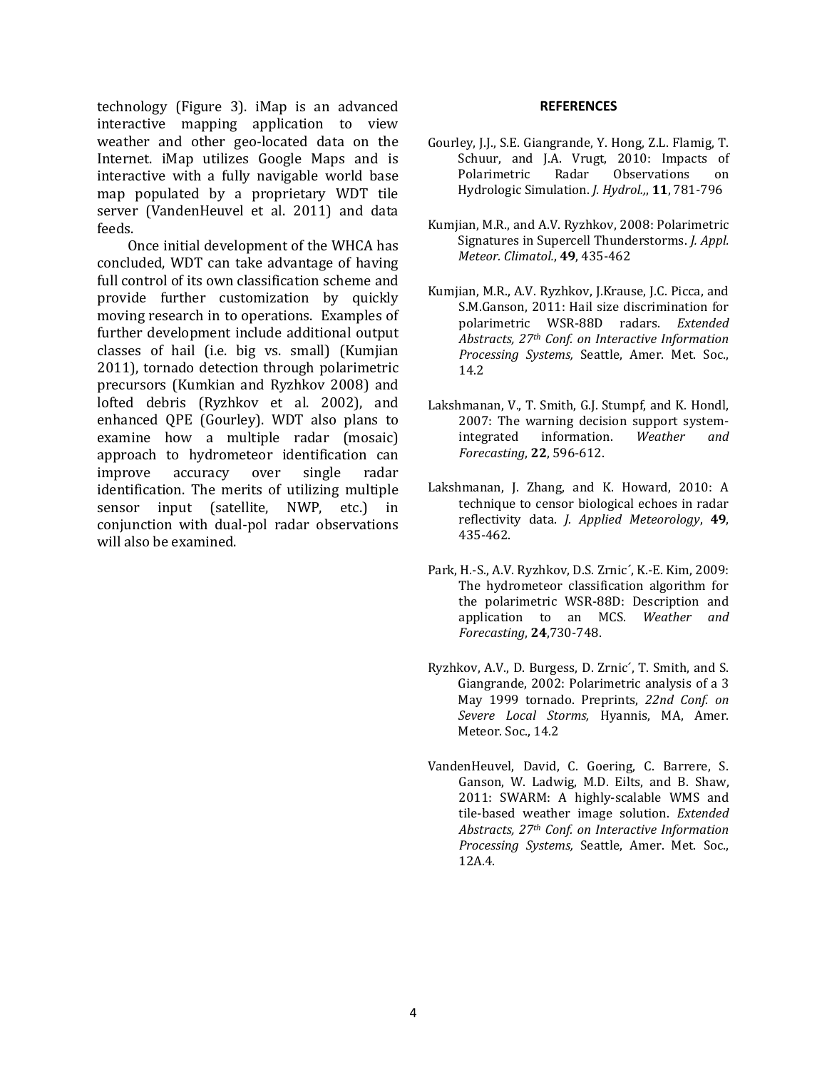technology (Figure 3). iMap is an advanced interactive mapping application to view weather and other geo-located data on the Internet. iMap utilizes Google Maps and is interactive with a fully navigable world base map populated by a proprietary WDT tile server (VandenHeuvel et al. 2011) and data feeds.

Once initial development of the WHCA has concluded, WDT can take advantage of having full control of its own classification scheme and provide further customization by quickly moving research in to operations. Examples of further development include additional output classes of hail (i.e. big vs. small) (Kumjian 2011), tornado detection through polarimetric precursors (Kumkian and Ryzhkov 2008) and lofted debris (Ryzhkov et al. 2002), and enhanced QPE (Gourley). WDT also plans to examine how a multiple radar (mosaic) approach to hydrometeor identification can improve accuracy over single radar identification. The merits of utilizing multiple sensor input (satellite, NWP, etc.) in conjunction with dual-pol radar observations will also be examined.

**REFERENCES**

Gourley, J.J., S.E. Giangrande, Y. Hong, Z.L. Flamig, T. Schuur, and J.A. Vrugt, 2010: Impacts of Polarimetric Radar Observations on Hydrologic Simulation. *J. Hydrol.,*, **11**, 781-796

Kumjian, M.R., and A.V. Ryzhkov, 2008: Polarimetric Signatures in Supercell Thunderstorms. *J. Appl. Meteor. Climatol.*, **49**, 435-462

Kumjian, M.R., A.V. Ryzhkov, J.Krause, J.C. Picca, and S.M.Ganson, 2011: Hail size discrimination for polarimetric WSR-88D radars. *Extended Abstracts, 27th Conf. on Interactive Information Processing Systems,* Seattle, Amer. Met. Soc., 14.2

Lakshmanan, V., T. Smith, G.J. Stumpf, and K. Hondl, 2007: The warning decision support system-integrated information. *Weather and Forecasting*, **22**, 596-612.

Lakshmanan, J. Zhang, and K. Howard, 2010: A technique to censor biological echoes in radar reflectivity data. *J. Applied Meteorology*, **49**, 435-462.

Park, H.-S., A.V. Ryzhkov, D.S. Zrnic´, K.-E. Kim, 2009: The hydrometeor classification algorithm for the polarimetric WSR-88D: Description and application to an MCS. *Weather and Forecasting*, **24**,730-748.

Ryzhkov, A.V., D. Burgess, D. Zrnic´, T. Smith, and S. Giangrande, 2002: Polarimetric analysis of a 3 May 1999 tornado. Preprints, *22nd Conf. on Severe Local Storms,* Hyannis, MA, Amer. Meteor. Soc., 14.2

VandenHeuvel, David, C. Goering, C. Barrere, S. Ganson, W. Ladwig, M.D. Eilts, and B. Shaw, 2011: SWARM: A highly-scalable WMS and tile-based weather image solution. *Extended Abstracts, 27th Conf. on Interactive Information Processing Systems,* Seattle, Amer. Met. Soc., 12A.4.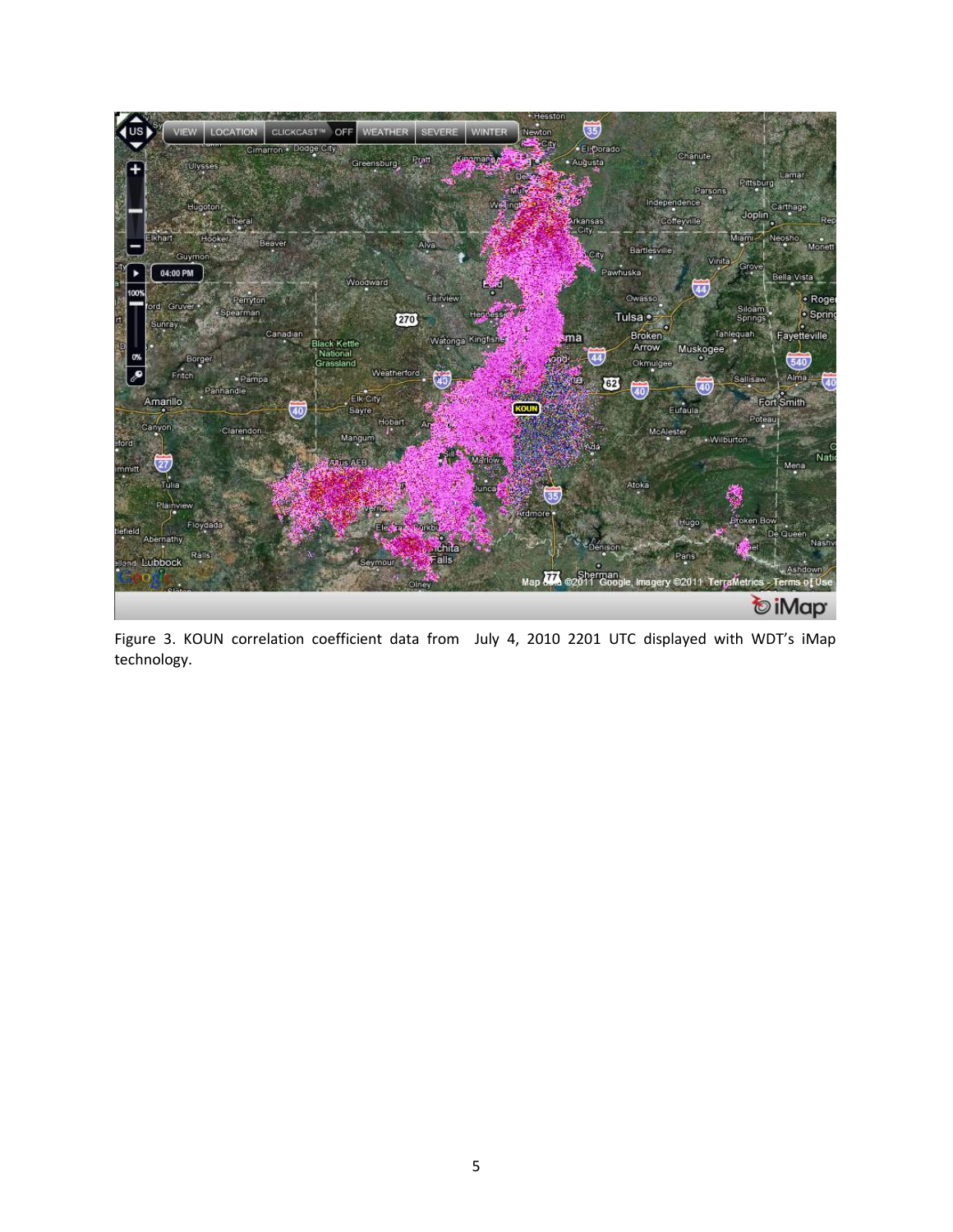Figure 3. KOUN correlation coefficient data from July 4, 2010 2201 UTC displayed with WDT's iMap technology.